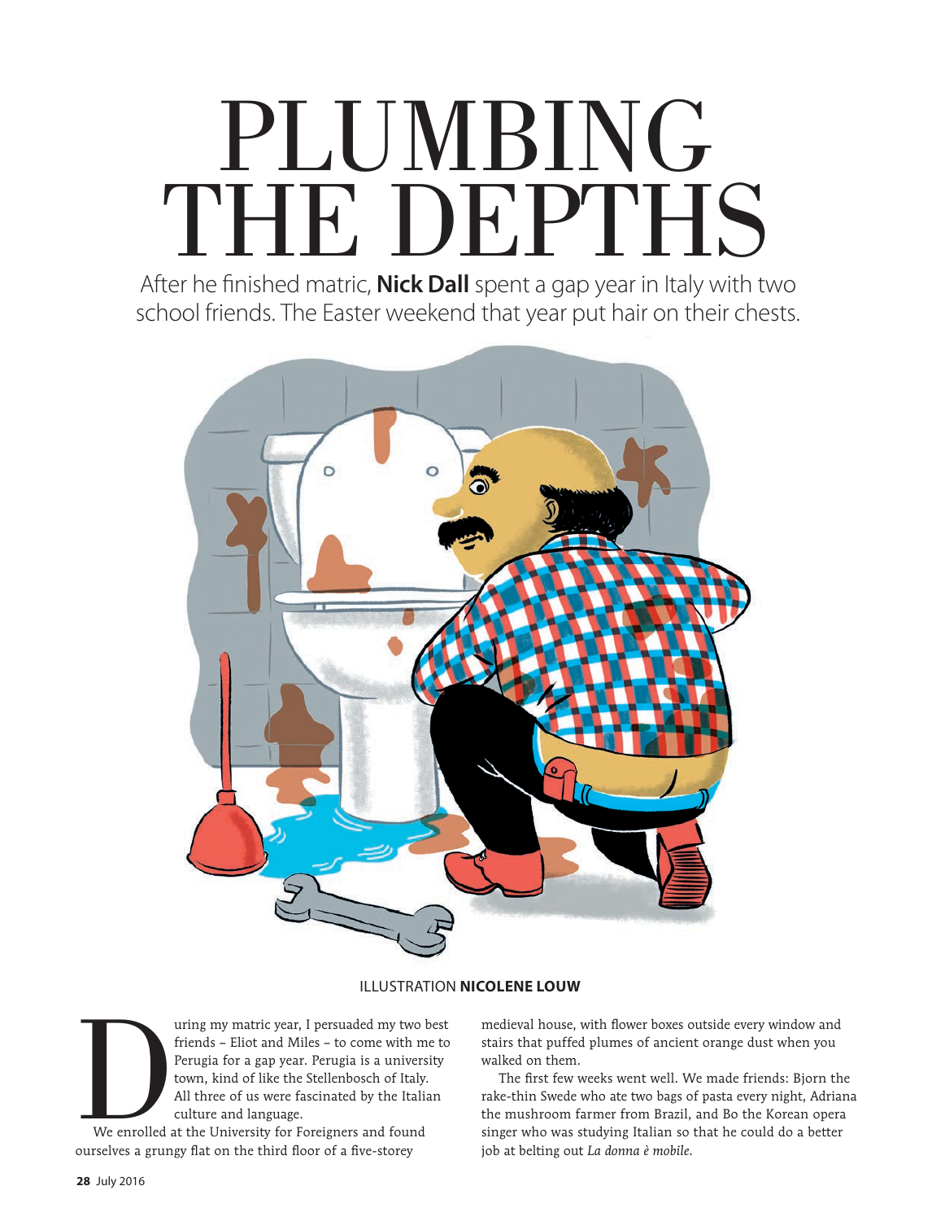# PLUMBING THE DEPTHS

After he finished matric, **Nick Dall** spent a gap year in Italy with two school friends. The Easter weekend that year put hair on their chests.

ILLUSTRATION **NICOLENE LOUW**

During my matric year, I persuaded my two best friends – Eliot and Miles – to come with me to Perugia for a gap year. Perugia is a university town, kind of like the Stellenbosch of Italy. All three of us were fascinated by the Italian culture and language.

We enrolled at the University for Foreigners and found ourselves a grungy flat on the third floor of a five-storey medieval house, with flower boxes outside every window and stairs that puffed plumes of ancient orange dust when you walked on them.

The first few weeks went well. We made friends: Bjorn the rake-thin Swede who ate two bags of pasta every night, Adriana the mushroom farmer from Brazil, and Bo the Korean opera singer who was studying Italian so that he could do a better job at belting out *La donna è mobile*.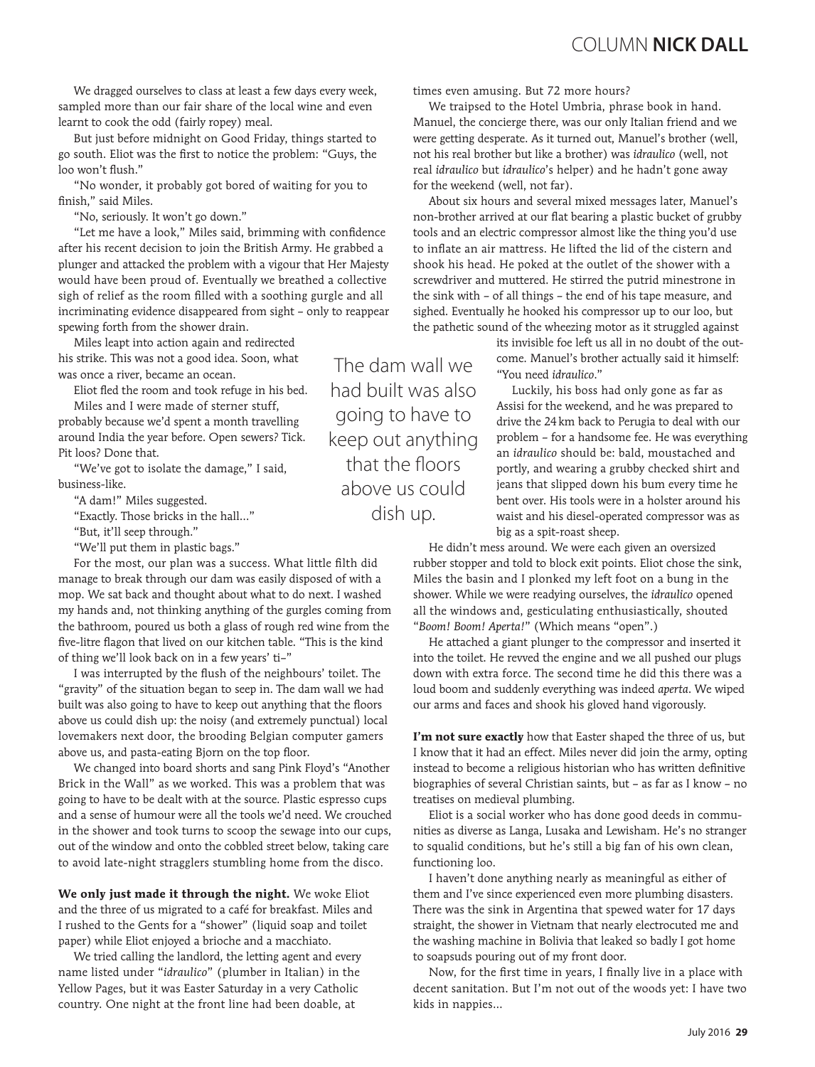We dragged ourselves to class at least a few days every week, sampled more than our fair share of the local wine and even learnt to cook the odd (fairly ropey) meal.

But just before midnight on Good Friday, things started to go south. Eliot was the first to notice the problem: "Guys, the loo won't flush."

"No wonder, it probably got bored of waiting for you to finish," said Miles.

"No, seriously. It won't go down."

"Let me have a look," Miles said, brimming with confidence after his recent decision to join the British Army. He grabbed a plunger and attacked the problem with a vigour that Her Majesty would have been proud of. Eventually we breathed a collective sigh of relief as the room filled with a soothing gurgle and all incriminating evidence disappeared from sight – only to reappear spewing forth from the shower drain.

Miles leapt into action again and redirected his strike. This was not a good idea. Soon, what was once a river, became an ocean.

Eliot fled the room and took refuge in his bed.

Miles and I were made of sterner stuff, probably because we'd spent a month travelling around India the year before. Open sewers? Tick. Pit loos? Done that.

"We've got to isolate the damage," I said, business-like.

"A dam!" Miles suggested.

"Exactly. Those bricks in the hall..."

"But, it'll seep through."

"We'll put them in plastic bags."

For the most, our plan was a success. What little filth did manage to break through our dam was easily disposed of with a mop. We sat back and thought about what to do next. I washed my hands and, not thinking anything of the gurgles coming from the bathroom, poured us both a glass of rough red wine from the five-litre flagon that lived on our kitchen table. "This is the kind of thing we'll look back on in a few years' ti–"

I was interrupted by the flush of the neighbours' toilet. The "gravity" of the situation began to seep in. The dam wall we had built was also going to have to keep out anything that the floors above us could dish up: the noisy (and extremely punctual) local lovemakers next door, the brooding Belgian computer gamers above us, and pasta-eating Bjorn on the top floor.

We changed into board shorts and sang Pink Floyd's "Another Brick in the Wall" as we worked. This was a problem that was going to have to be dealt with at the source. Plastic espresso cups and a sense of humour were all the tools we'd need. We crouched in the shower and took turns to scoop the sewage into our cups, out of the window and onto the cobbled street below, taking care to avoid late-night stragglers stumbling home from the disco.

**We only just made it through the night.** We woke Eliot and the three of us migrated to a café for breakfast. Miles and I rushed to the Gents for a "shower" (liquid soap and toilet paper) while Eliot enjoyed a brioche and a macchiato.

We tried calling the landlord, the letting agent and every name listed under "*idraulico*" (plumber in Italian) in the Yellow Pages, but it was Easter Saturday in a very Catholic country. One night at the front line had been doable, at times even amusing. But 72 more hours?

We traipsed to the Hotel Umbria, phrase book in hand. Manuel, the concierge there, was our only Italian friend and we were getting desperate. As it turned out, Manuel's brother (well, not his real brother but like a brother) was *idraulico* (well, not real *idraulico* but *idraulico*'s helper) and he hadn't gone away for the weekend (well, not far).

About six hours and several mixed messages later, Manuel's non-brother arrived at our flat bearing a plastic bucket of grubby tools and an electric compressor almost like the thing you'd use to inflate an air mattress. He lifted the lid of the cistern and shook his head. He poked at the outlet of the shower with a screwdriver and muttered. He stirred the putrid minestrone in the sink with – of all things – the end of his tape measure, and sighed. Eventually he hooked his compressor up to our loo, but the pathetic sound of the wheezing motor as it struggled against its invisible foe left us all in no doubt of the outcome. Manuel's brother actually said it himself: "You need *idraulico*."

> The dam wall we had built was also going to have to keep out anything that the floors above us could dish up.

Luckily, his boss had only gone as far as Assisi for the weekend, and he was prepared to drive the 24 km back to Perugia to deal with our problem – for a handsome fee. He was everything an *idraulico* should be: bald, moustached and portly, and wearing a grubby checked shirt and jeans that slipped down his bum every time he bent over. His tools were in a holster around his waist and his diesel-operated compressor was as big as a spit-roast sheep.

He didn't mess around. We were each given an oversized rubber stopper and told to block exit points. Eliot chose the sink, Miles the basin and I plonked my left foot on a bung in the shower. While we were readying ourselves, the *idraulico* opened all the windows and, gesticulating enthusiastically, shouted "*Boom! Boom! Aperta!*" (Which means "open".)

He attached a giant plunger to the compressor and inserted it into the toilet. He revved the engine and we all pushed our plugs down with extra force. The second time he did this there was a loud boom and suddenly everything was indeed *aperta*. We wiped our arms and faces and shook his gloved hand vigorously.

**I'm not sure exactly** how that Easter shaped the three of us, but I know that it had an effect. Miles never did join the army, opting instead to become a religious historian who has written definitive biographies of several Christian saints, but – as far as I know – no treatises on medieval plumbing.

Eliot is a social worker who has done good deeds in communities as diverse as Langa, Lusaka and Lewisham. He's no stranger to squalid conditions, but he's still a big fan of his own clean, functioning loo.

I haven't done anything nearly as meaningful as either of them and I've since experienced even more plumbing disasters. There was the sink in Argentina that spewed water for 17 days straight, the shower in Vietnam that nearly electrocuted me and the washing machine in Bolivia that leaked so badly I got home to soapsuds pouring out of my front door.

Now, for the first time in years, I finally live in a place with decent sanitation. But I'm not out of the woods yet: I have two kids in nappies...